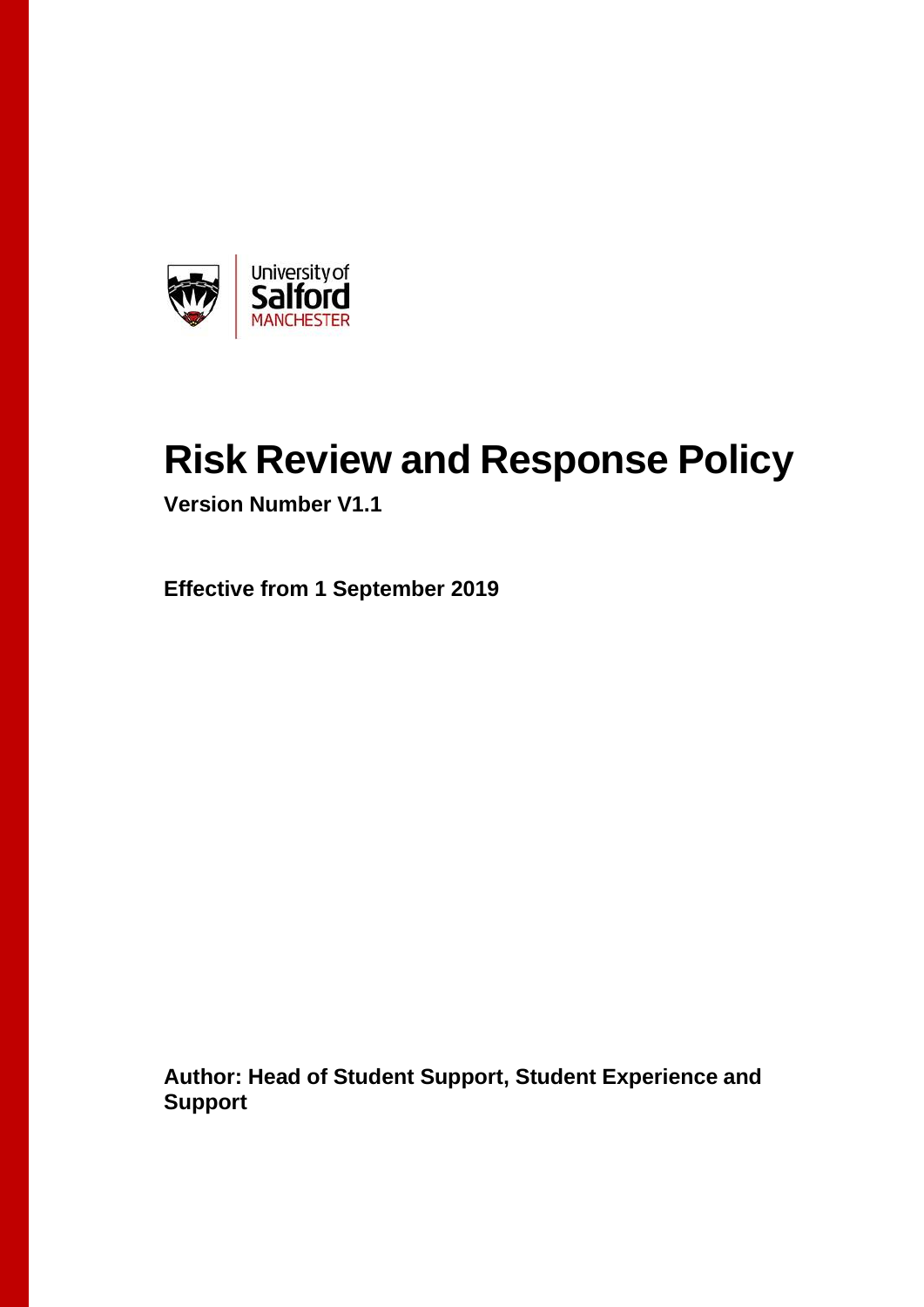# Risk Review and Response Policy

**Version Number V1.1**

**Effective from 1 September 2019**

**Author: Head of Student Support, Student Experience and Support**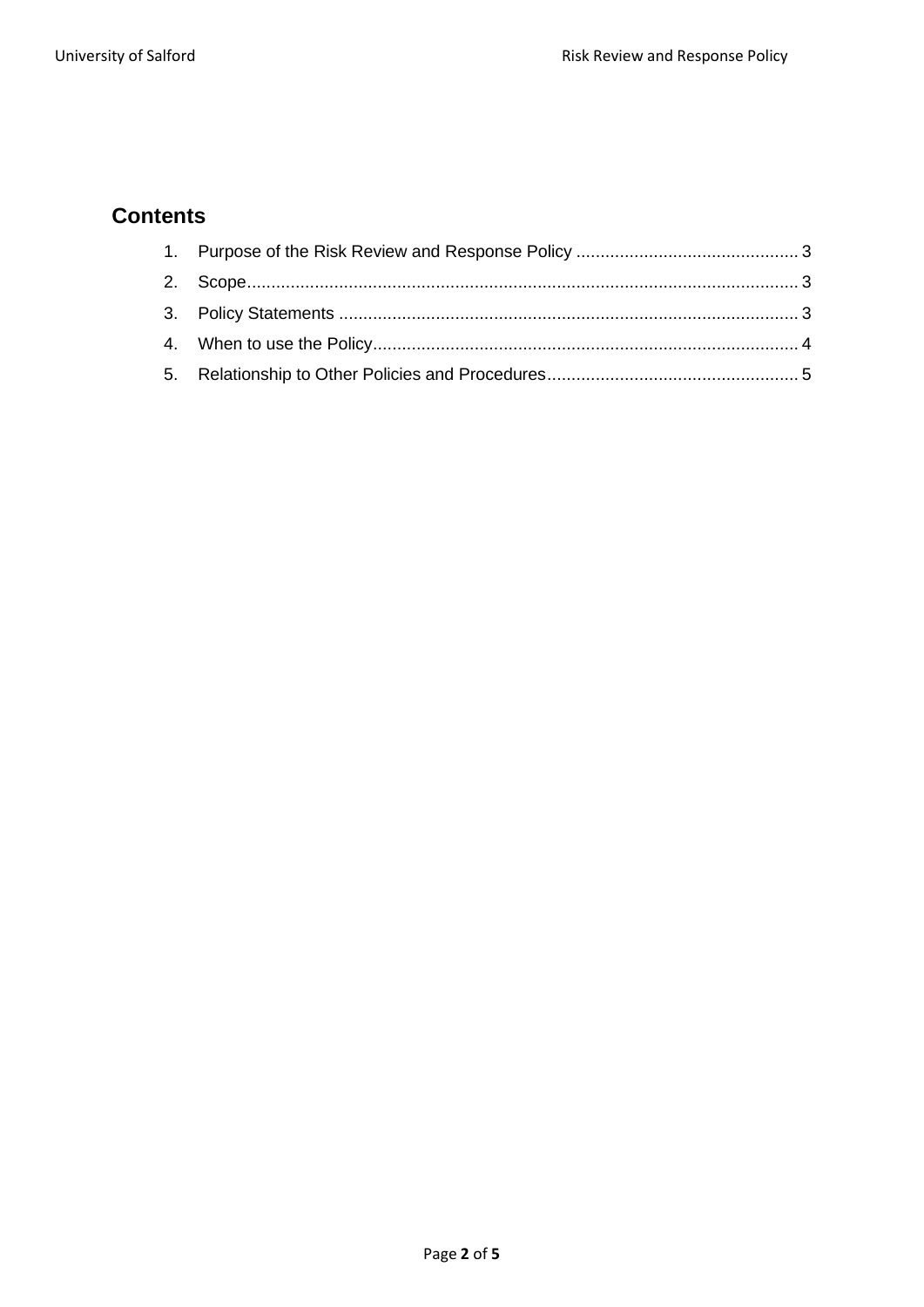## Contents

1. Purpose of the Risk Review and Response Policy ............................................. 3
2. Scope................................................................................................................. 3
3. Policy Statements .............................................................................................. 3
4. When to use the Policy....................................................................................... 4
5. Relationship to Other Policies and Procedures................................................... 5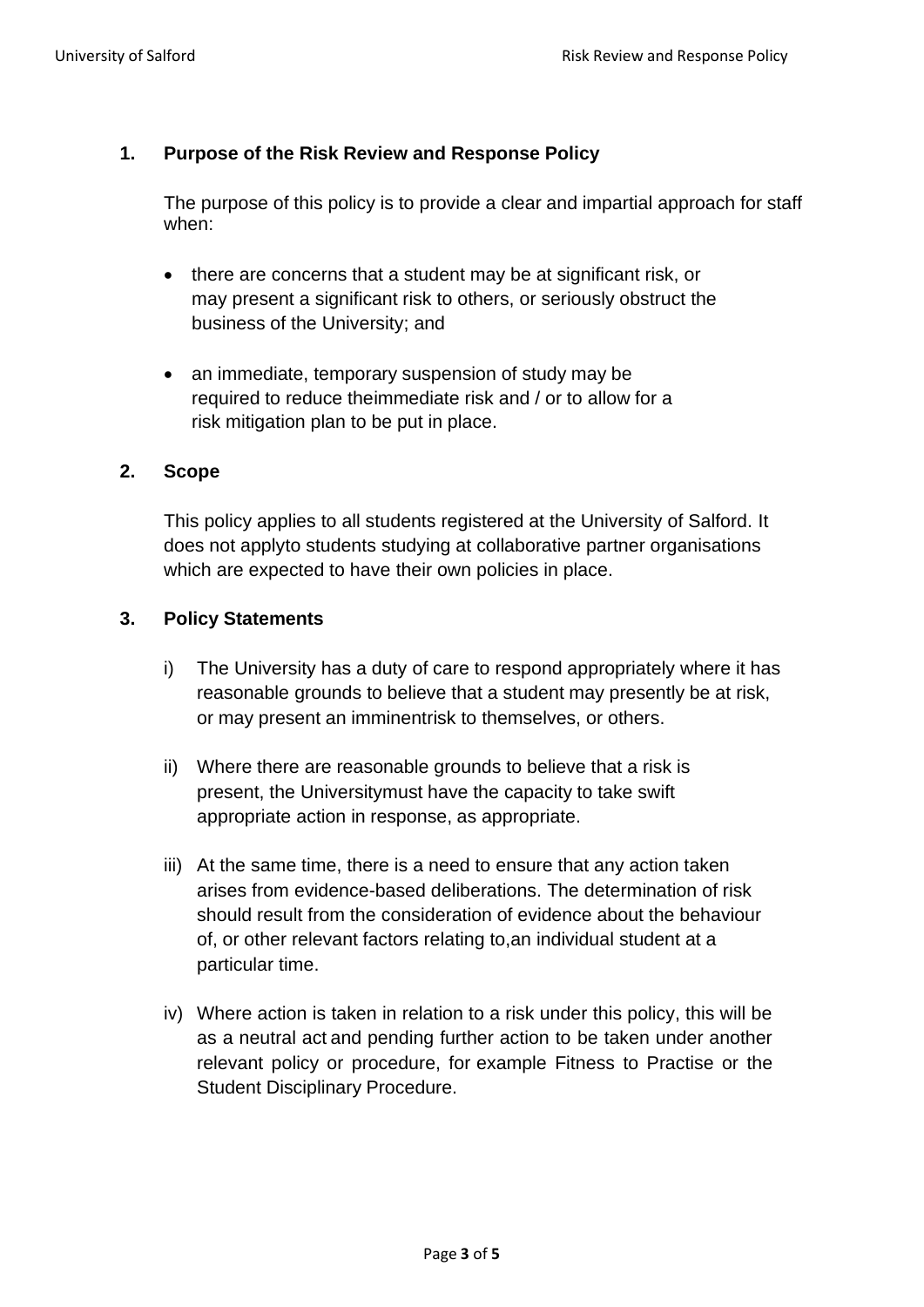## 1. Purpose of the Risk Review and Response Policy

The purpose of this policy is to provide a clear and impartial approach for staff when:

- there are concerns that a student may be at significant risk, or may present a significant risk to others, or seriously obstruct the business of the University; and
- an immediate, temporary suspension of study may be required to reduce theimmediate risk and / or to allow for a risk mitigation plan to be put in place.

## 2. Scope

This policy applies to all students registered at the University of Salford. It does not applyto students studying at collaborative partner organisations which are expected to have their own policies in place.

## 3. Policy Statements

i) The University has a duty of care to respond appropriately where it has reasonable grounds to believe that a student may presently be at risk, or may present an imminentrisk to themselves, or others.

ii) Where there are reasonable grounds to believe that a risk is present, the Universitymust have the capacity to take swift appropriate action in response, as appropriate.

iii) At the same time, there is a need to ensure that any action taken arises from evidence-based deliberations. The determination of risk should result from the consideration of evidence about the behaviour of, or other relevant factors relating to,an individual student at a particular time.

iv) Where action is taken in relation to a risk under this policy, this will be as a neutral act and pending further action to be taken under another relevant policy or procedure, for example Fitness to Practise or the Student Disciplinary Procedure.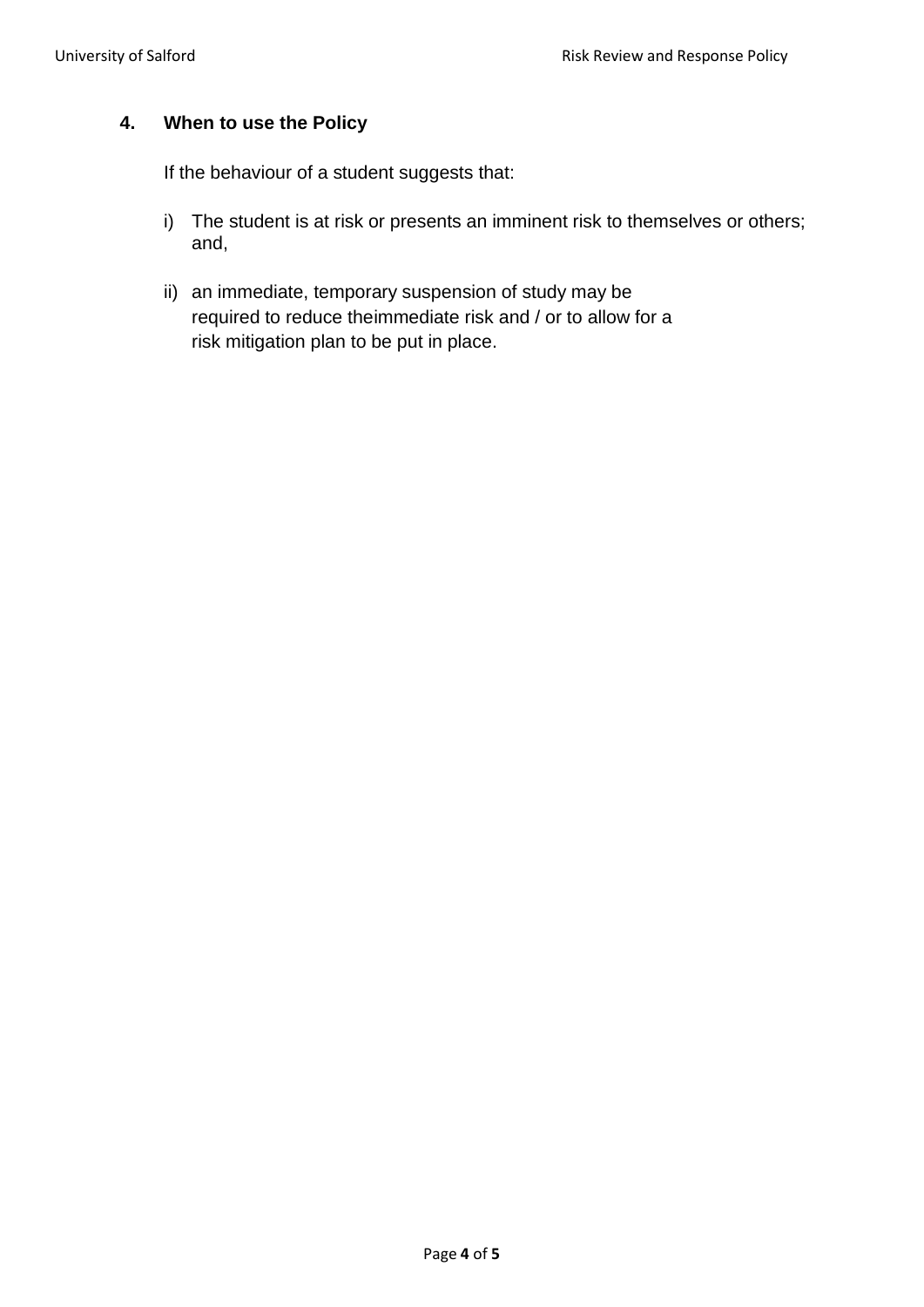## 4. When to use the Policy

If the behaviour of a student suggests that:

i) The student is at risk or presents an imminent risk to themselves or others; and,

ii) an immediate, temporary suspension of study may be required to reduce theimmediate risk and / or to allow for a risk mitigation plan to be put in place.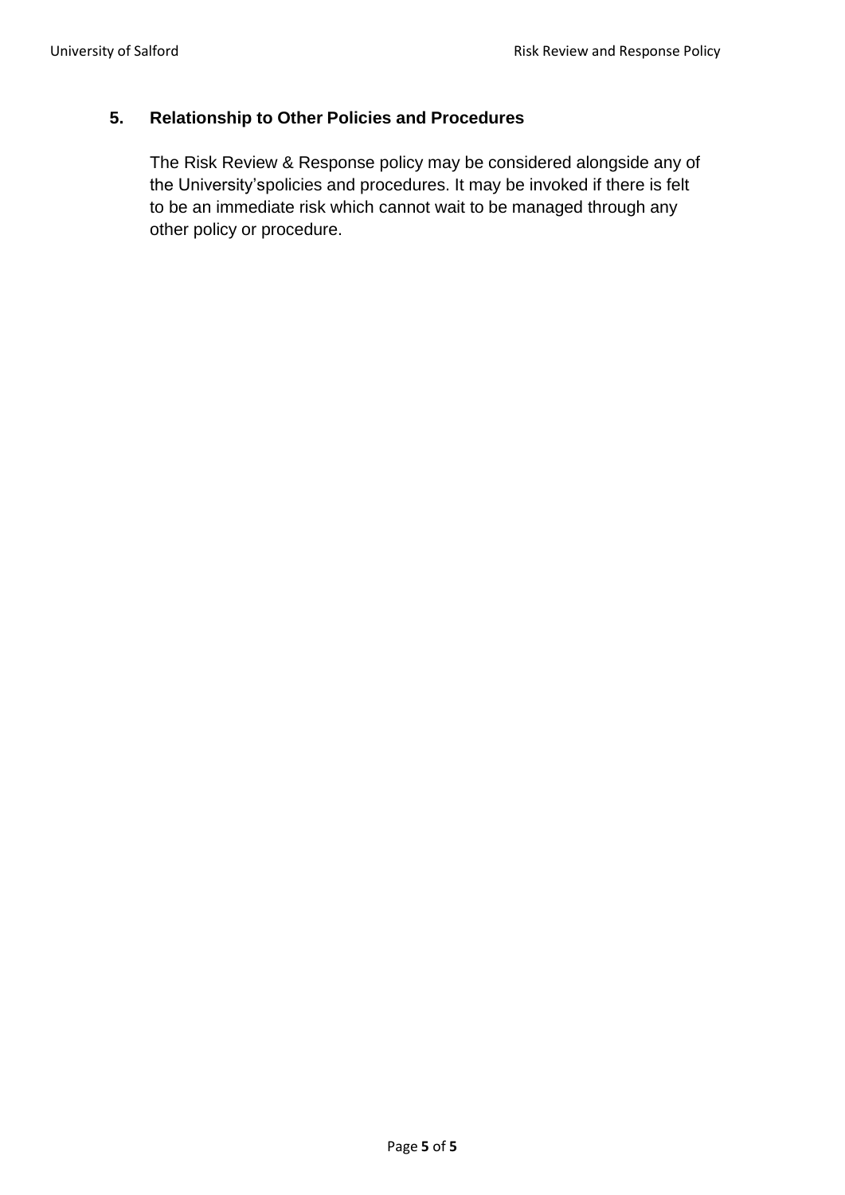## 5. Relationship to Other Policies and Procedures

The Risk Review & Response policy may be considered alongside any of the University'spolicies and procedures. It may be invoked if there is felt to be an immediate risk which cannot wait to be managed through any other policy or procedure.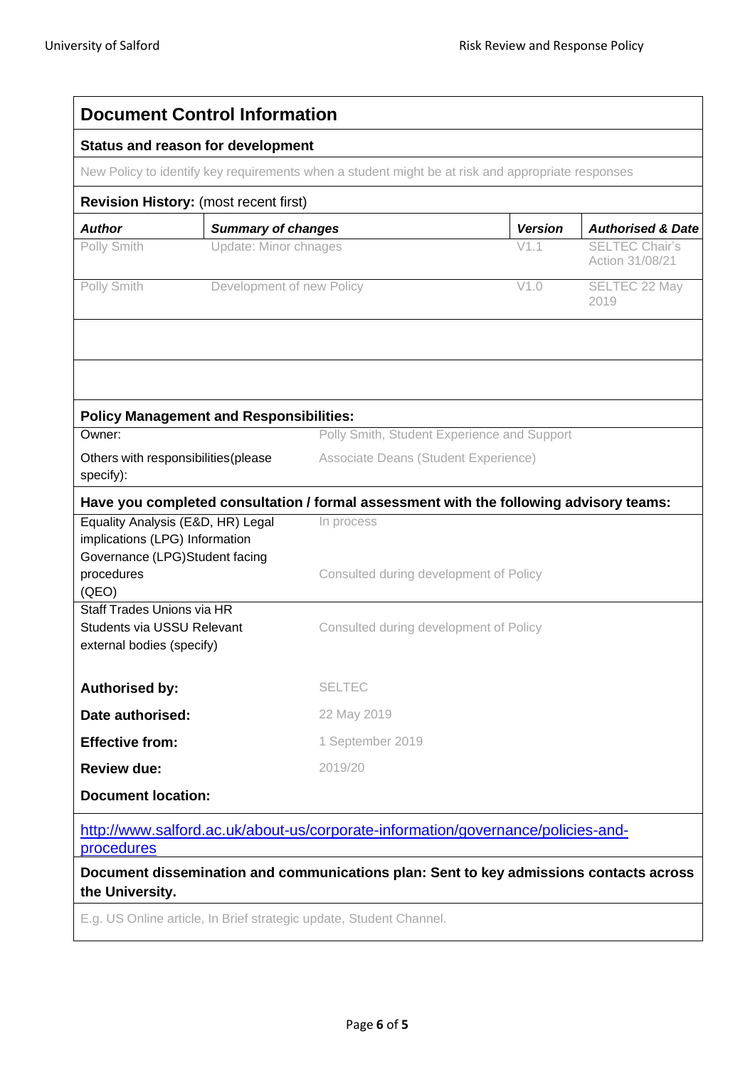## Document Control Information

**Status and reason for development**

New Policy to identify key requirements when a student might be at risk and appropriate responses

**Revision History:** (most recent first)

| *Author* | *Summary of changes* | *Version* | *Authorised & Date* |
|---|---|---|---|
| Polly Smith | Update: Minor chnages | V1.1 | SELTEC Chair's Action 31/08/21 |
| Polly Smith | Development of new Policy | V1.0 | SELTEC 22 May 2019 |
| | | | |
| | | | |

**Policy Management and Responsibilities:**

| | |
|---|---|
| Owner: | Polly Smith, Student Experience and Support |
| Others with responsibilities(please specify): | Associate Deans (Student Experience) |

**Have you completed consultation / formal assessment with the following advisory teams:**

| | |
|---|---|
| Equality Analysis (E&D, HR) Legal implications (LPG) Information Governance (LPG)Student facing procedures (QEO) | In process<br>Consulted during development of Policy |
| Staff Trades Unions via HR Students via USSU Relevant external bodies (specify) | Consulted during development of Policy |
| **Authorised by:** | SELTEC |
| **Date authorised:** | 22 May 2019 |
| **Effective from:** | 1 September 2019 |
| **Review due:** | 2019/20 |
| **Document location:** | |

http://www.salford.ac.uk/about-us/corporate-information/governance/policies-and-procedures

**Document dissemination and communications plan: Sent to key admissions contacts across the University.**

E.g. US Online article, In Brief strategic update, Student Channel.